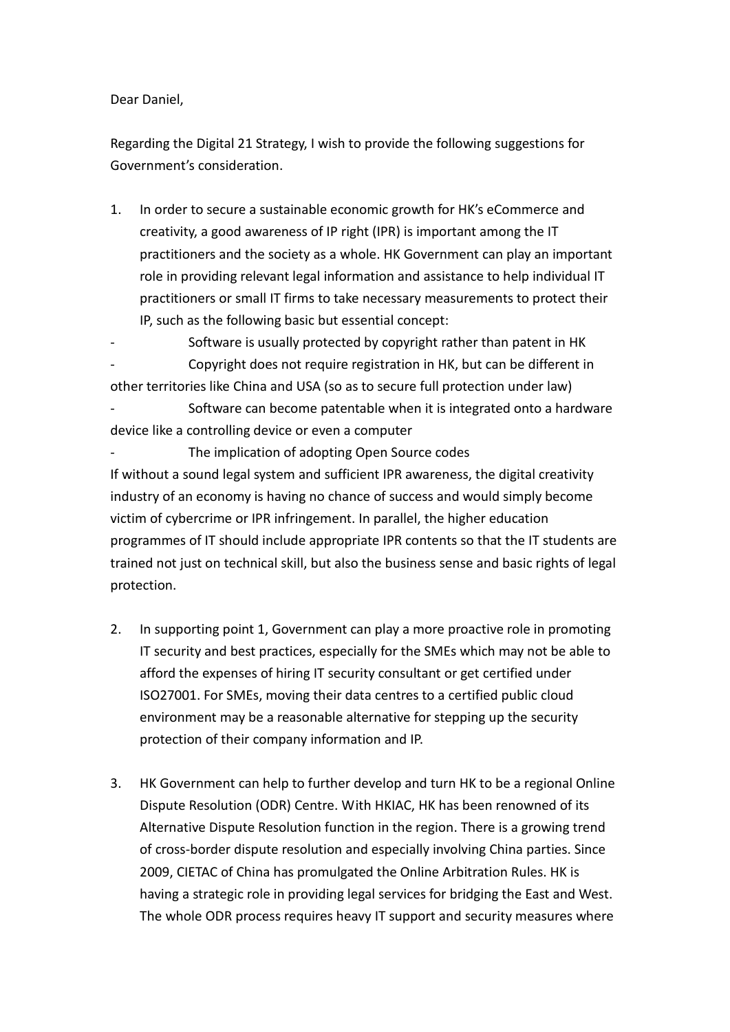Dear Daniel,

Regarding the Digital 21 Strategy, I wish to provide the following suggestions for Government's consideration.

1. In order to secure a sustainable economic growth for HK's eCommerce and creativity, a good awareness of IP right (IPR) is important among the IT practitioners and the society as a whole. HK Government can play an important role in providing relevant legal information and assistance to help individual IT practitioners or small IT firms to take necessary measurements to protect their IP, such as the following basic but essential concept:

- Software is usually protected by copyright rather than patent in HK
- Copyright does not require registration in HK, but can be different in other territories like China and USA (so as to secure full protection under law)
- Software can become patentable when it is integrated onto a hardware device like a controlling device or even a computer
- The implication of adopting Open Source codes

If without a sound legal system and sufficient IPR awareness, the digital creativity industry of an economy is having no chance of success and would simply become victim of cybercrime or IPR infringement. In parallel, the higher education programmes of IT should include appropriate IPR contents so that the IT students are trained not just on technical skill, but also the business sense and basic rights of legal protection.

2. In supporting point 1, Government can play a more proactive role in promoting IT security and best practices, especially for the SMEs which may not be able to afford the expenses of hiring IT security consultant or get certified under ISO27001. For SMEs, moving their data centres to a certified public cloud environment may be a reasonable alternative for stepping up the security protection of their company information and IP.

3. HK Government can help to further develop and turn HK to be a regional Online Dispute Resolution (ODR) Centre. With HKIAC, HK has been renowned of its Alternative Dispute Resolution function in the region. There is a growing trend of cross-border dispute resolution and especially involving China parties. Since 2009, CIETAC of China has promulgated the Online Arbitration Rules. HK is having a strategic role in providing legal services for bridging the East and West. The whole ODR process requires heavy IT support and security measures where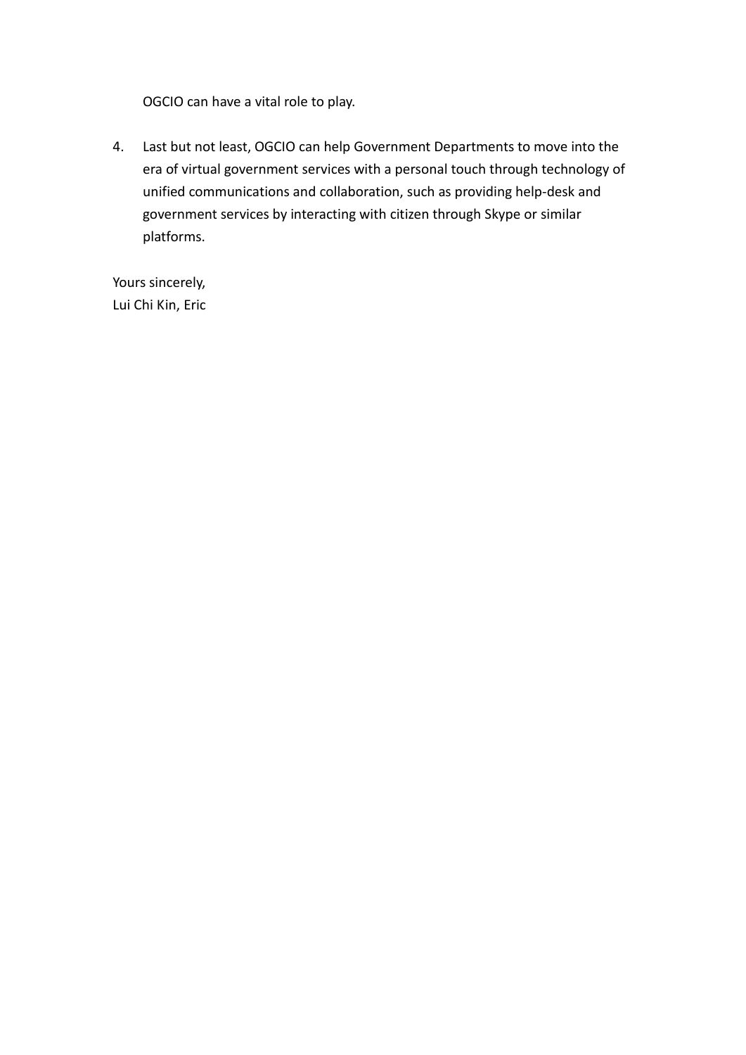OGCIO can have a vital role to play.

4. Last but not least, OGCIO can help Government Departments to move into the era of virtual government services with a personal touch through technology of unified communications and collaboration, such as providing help-desk and government services by interacting with citizen through Skype or similar platforms.

Yours sincerely,
Lui Chi Kin, Eric